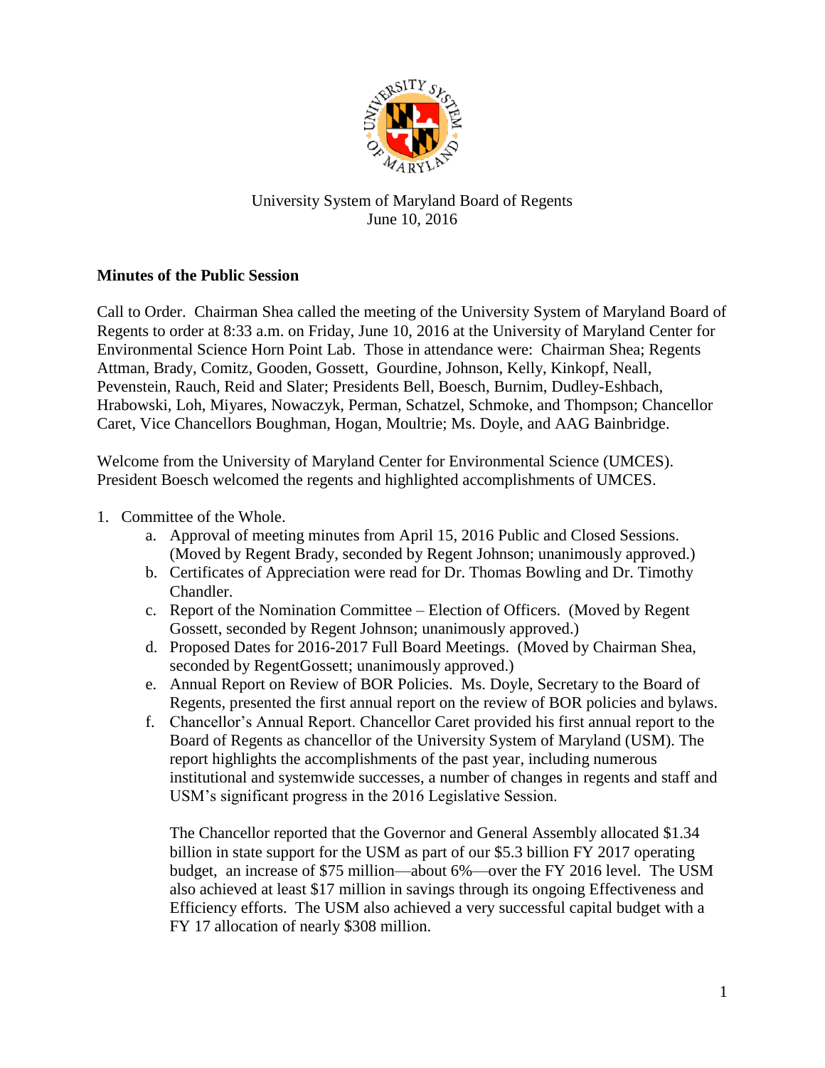University System of Maryland Board of Regents
June 10, 2016

**Minutes of the Public Session**

Call to Order. Chairman Shea called the meeting of the University System of Maryland Board of Regents to order at 8:33 a.m. on Friday, June 10, 2016 at the University of Maryland Center for Environmental Science Horn Point Lab. Those in attendance were: Chairman Shea; Regents Attman, Brady, Comitz, Gooden, Gossett, Gourdine, Johnson, Kelly, Kinkopf, Neall, Pevenstein, Rauch, Reid and Slater; Presidents Bell, Boesch, Burnim, Dudley-Eshbach, Hrabowski, Loh, Miyares, Nowaczyk, Perman, Schatzel, Schmoke, and Thompson; Chancellor Caret, Vice Chancellors Boughman, Hogan, Moultrie; Ms. Doyle, and AAG Bainbridge.

Welcome from the University of Maryland Center for Environmental Science (UMCES). President Boesch welcomed the regents and highlighted accomplishments of UMCES.

1. Committee of the Whole.
    a. Approval of meeting minutes from April 15, 2016 Public and Closed Sessions. (Moved by Regent Brady, seconded by Regent Johnson; unanimously approved.)
    b. Certificates of Appreciation were read for Dr. Thomas Bowling and Dr. Timothy Chandler.
    c. Report of the Nomination Committee – Election of Officers. (Moved by Regent Gossett, seconded by Regent Johnson; unanimously approved.)
    d. Proposed Dates for 2016-2017 Full Board Meetings. (Moved by Chairman Shea, seconded by RegentGossett; unanimously approved.)
    e. Annual Report on Review of BOR Policies. Ms. Doyle, Secretary to the Board of Regents, presented the first annual report on the review of BOR policies and bylaws.
    f. Chancellor's Annual Report. Chancellor Caret provided his first annual report to the Board of Regents as chancellor of the University System of Maryland (USM). The report highlights the accomplishments of the past year, including numerous institutional and systemwide successes, a number of changes in regents and staff and USM's significant progress in the 2016 Legislative Session.

       The Chancellor reported that the Governor and General Assembly allocated $1.34 billion in state support for the USM as part of our $5.3 billion FY 2017 operating budget, an increase of $75 million—about 6%—over the FY 2016 level. The USM also achieved at least $17 million in savings through its ongoing Effectiveness and Efficiency efforts. The USM also achieved a very successful capital budget with a FY 17 allocation of nearly $308 million.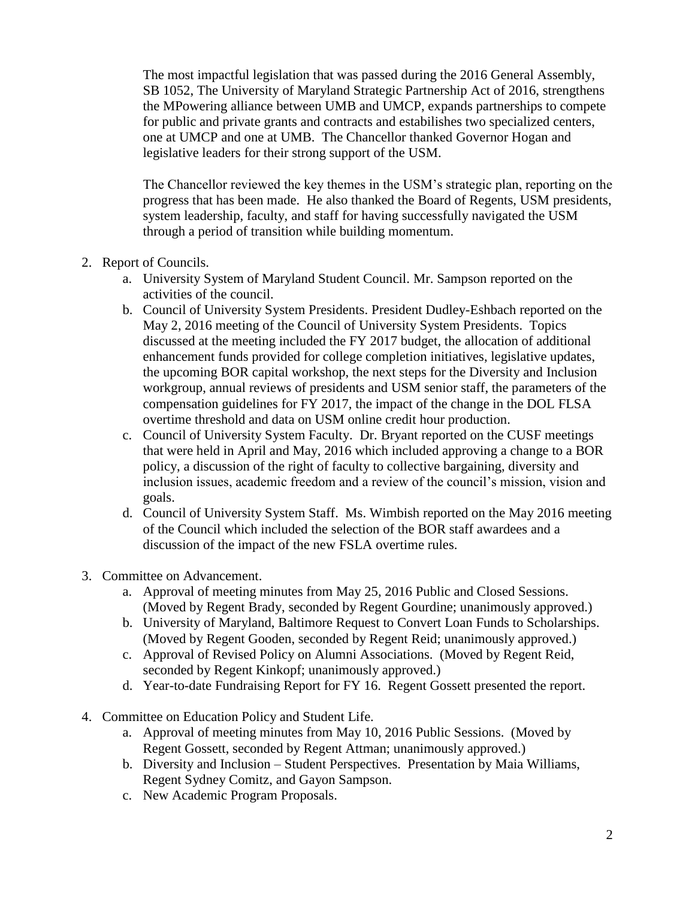The most impactful legislation that was passed during the 2016 General Assembly, SB 1052, The University of Maryland Strategic Partnership Act of 2016, strengthens the MPowering alliance between UMB and UMCP, expands partnerships to compete for public and private grants and contracts and estabilishes two specialized centers, one at UMCP and one at UMB. The Chancellor thanked Governor Hogan and legislative leaders for their strong support of the USM.

The Chancellor reviewed the key themes in the USM's strategic plan, reporting on the progress that has been made. He also thanked the Board of Regents, USM presidents, system leadership, faculty, and staff for having successfully navigated the USM through a period of transition while building momentum.

2. Report of Councils.
    a. University System of Maryland Student Council. Mr. Sampson reported on the activities of the council.
    b. Council of University System Presidents. President Dudley-Eshbach reported on the May 2, 2016 meeting of the Council of University System Presidents. Topics discussed at the meeting included the FY 2017 budget, the allocation of additional enhancement funds provided for college completion initiatives, legislative updates, the upcoming BOR capital workshop, the next steps for the Diversity and Inclusion workgroup, annual reviews of presidents and USM senior staff, the parameters of the compensation guidelines for FY 2017, the impact of the change in the DOL FLSA overtime threshold and data on USM online credit hour production.
    c. Council of University System Faculty. Dr. Bryant reported on the CUSF meetings that were held in April and May, 2016 which included approving a change to a BOR policy, a discussion of the right of faculty to collective bargaining, diversity and inclusion issues, academic freedom and a review of the council's mission, vision and goals.
    d. Council of University System Staff. Ms. Wimbish reported on the May 2016 meeting of the Council which included the selection of the BOR staff awardees and a discussion of the impact of the new FSLA overtime rules.

3. Committee on Advancement.
    a. Approval of meeting minutes from May 25, 2016 Public and Closed Sessions. (Moved by Regent Brady, seconded by Regent Gourdine; unanimously approved.)
    b. University of Maryland, Baltimore Request to Convert Loan Funds to Scholarships. (Moved by Regent Gooden, seconded by Regent Reid; unanimously approved.)
    c. Approval of Revised Policy on Alumni Associations. (Moved by Regent Reid, seconded by Regent Kinkopf; unanimously approved.)
    d. Year-to-date Fundraising Report for FY 16. Regent Gossett presented the report.

4. Committee on Education Policy and Student Life.
    a. Approval of meeting minutes from May 10, 2016 Public Sessions. (Moved by Regent Gossett, seconded by Regent Attman; unanimously approved.)
    b. Diversity and Inclusion – Student Perspectives. Presentation by Maia Williams, Regent Sydney Comitz, and Gayon Sampson.
    c. New Academic Program Proposals.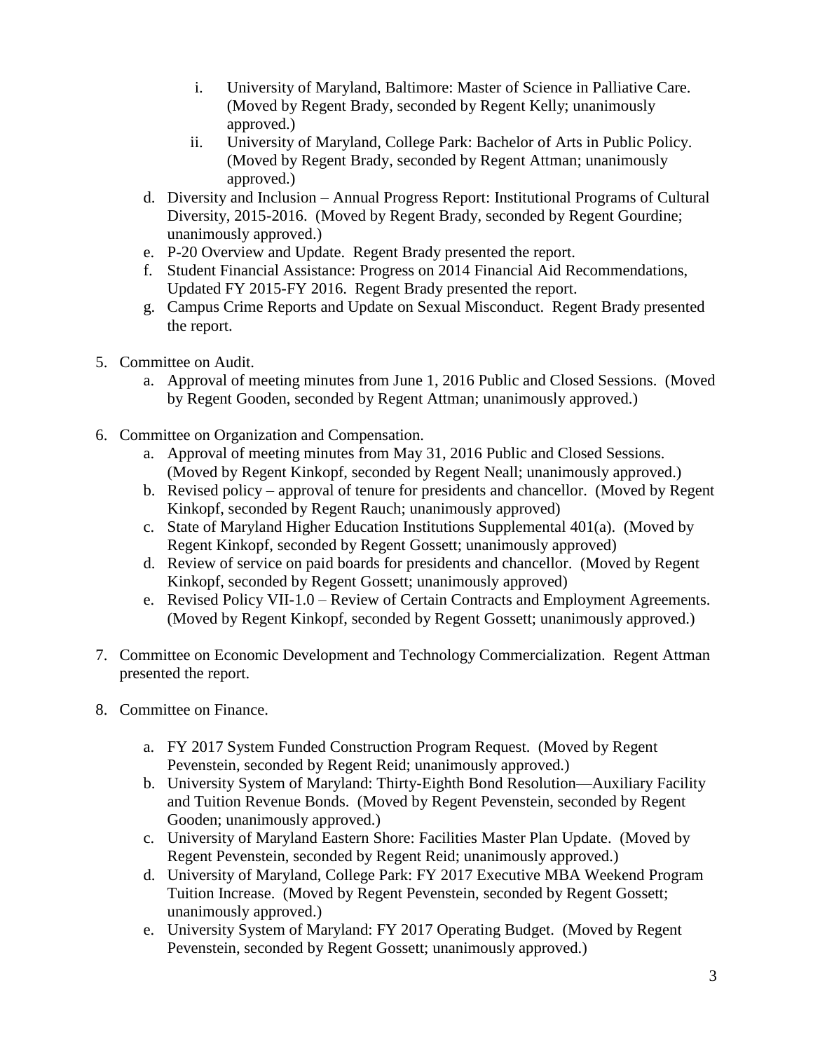i. University of Maryland, Baltimore: Master of Science in Palliative Care. (Moved by Regent Brady, seconded by Regent Kelly; unanimously approved.)
   ii. University of Maryland, College Park: Bachelor of Arts in Public Policy. (Moved by Regent Brady, seconded by Regent Attman; unanimously approved.)

   d. Diversity and Inclusion – Annual Progress Report: Institutional Programs of Cultural Diversity, 2015-2016. (Moved by Regent Brady, seconded by Regent Gourdine; unanimously approved.)
   e. P-20 Overview and Update. Regent Brady presented the report.
   f. Student Financial Assistance: Progress on 2014 Financial Aid Recommendations, Updated FY 2015-FY 2016. Regent Brady presented the report.
   g. Campus Crime Reports and Update on Sexual Misconduct. Regent Brady presented the report.

5. Committee on Audit.
   a. Approval of meeting minutes from June 1, 2016 Public and Closed Sessions. (Moved by Regent Gooden, seconded by Regent Attman; unanimously approved.)

6. Committee on Organization and Compensation.
   a. Approval of meeting minutes from May 31, 2016 Public and Closed Sessions. (Moved by Regent Kinkopf, seconded by Regent Neall; unanimously approved.)
   b. Revised policy – approval of tenure for presidents and chancellor. (Moved by Regent Kinkopf, seconded by Regent Rauch; unanimously approved)
   c. State of Maryland Higher Education Institutions Supplemental 401(a). (Moved by Regent Kinkopf, seconded by Regent Gossett; unanimously approved)
   d. Review of service on paid boards for presidents and chancellor. (Moved by Regent Kinkopf, seconded by Regent Gossett; unanimously approved)
   e. Revised Policy VII-1.0 – Review of Certain Contracts and Employment Agreements. (Moved by Regent Kinkopf, seconded by Regent Gossett; unanimously approved.)

7. Committee on Economic Development and Technology Commercialization. Regent Attman presented the report.

8. Committee on Finance.
   a. FY 2017 System Funded Construction Program Request. (Moved by Regent Pevenstein, seconded by Regent Reid; unanimously approved.)
   b. University System of Maryland: Thirty-Eighth Bond Resolution—Auxiliary Facility and Tuition Revenue Bonds. (Moved by Regent Pevenstein, seconded by Regent Gooden; unanimously approved.)
   c. University of Maryland Eastern Shore: Facilities Master Plan Update. (Moved by Regent Pevenstein, seconded by Regent Reid; unanimously approved.)
   d. University of Maryland, College Park: FY 2017 Executive MBA Weekend Program Tuition Increase. (Moved by Regent Pevenstein, seconded by Regent Gossett; unanimously approved.)
   e. University System of Maryland: FY 2017 Operating Budget. (Moved by Regent Pevenstein, seconded by Regent Gossett; unanimously approved.)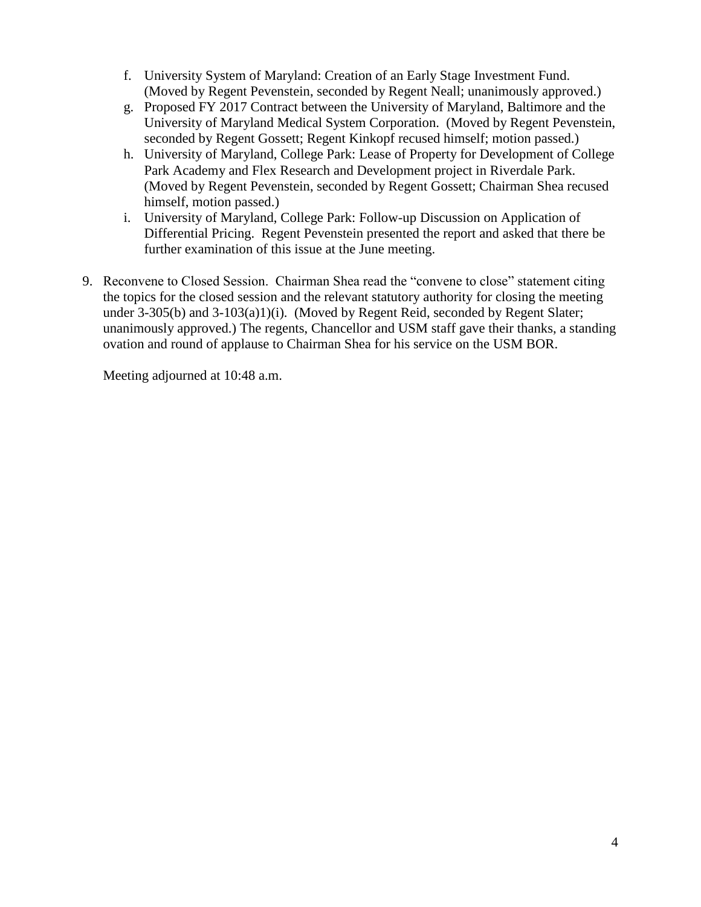f. University System of Maryland: Creation of an Early Stage Investment Fund. (Moved by Regent Pevenstein, seconded by Regent Neall; unanimously approved.)
g. Proposed FY 2017 Contract between the University of Maryland, Baltimore and the University of Maryland Medical System Corporation. (Moved by Regent Pevenstein, seconded by Regent Gossett; Regent Kinkopf recused himself; motion passed.)
h. University of Maryland, College Park: Lease of Property for Development of College Park Academy and Flex Research and Development project in Riverdale Park. (Moved by Regent Pevenstein, seconded by Regent Gossett; Chairman Shea recused himself, motion passed.)
i. University of Maryland, College Park: Follow-up Discussion on Application of Differential Pricing. Regent Pevenstein presented the report and asked that there be further examination of this issue at the June meeting.

9. Reconvene to Closed Session. Chairman Shea read the "convene to close" statement citing the topics for the closed session and the relevant statutory authority for closing the meeting under 3-305(b) and 3-103(a)1)(i). (Moved by Regent Reid, seconded by Regent Slater; unanimously approved.) The regents, Chancellor and USM staff gave their thanks, a standing ovation and round of applause to Chairman Shea for his service on the USM BOR.

   Meeting adjourned at 10:48 a.m.